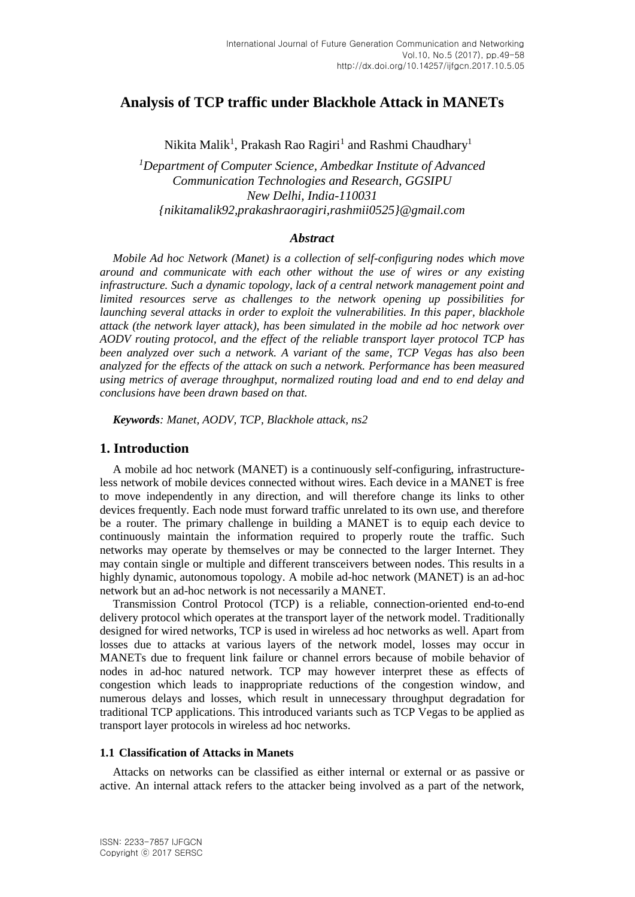# Analysis of TCP traffic under Blackhole Attack in MANETs

Nikita Malik[1], Prakash Rao Ragiri[1] and Rashmi Chaudhary[1]

*[1]Department of Computer Science, Ambedkar Institute of Advanced Communication Technologies and Research, GGSIPU*
*New Delhi, India-110031*
*{nikitamalik92,prakashraoragiri,rashmii0525}@gmail.com*

### *Abstract*

*Mobile Ad hoc Network (Manet) is a collection of self-configuring nodes which move around and communicate with each other without the use of wires or any existing infrastructure. Such a dynamic topology, lack of a central network management point and limited resources serve as challenges to the network opening up possibilities for launching several attacks in order to exploit the vulnerabilities. In this paper, blackhole attack (the network layer attack), has been simulated in the mobile ad hoc network over AODV routing protocol, and the effect of the reliable transport layer protocol TCP has been analyzed over such a network. A variant of the same, TCP Vegas has also been analyzed for the effects of the attack on such a network. Performance has been measured using metrics of average throughput, normalized routing load and end to end delay and conclusions have been drawn based on that.*

***Keywords****: Manet, AODV, TCP, Blackhole attack, ns2*

## 1. Introduction

A mobile ad hoc network (MANET) is a continuously self-configuring, infrastructure-less network of mobile devices connected without wires. Each device in a MANET is free to move independently in any direction, and will therefore change its links to other devices frequently. Each node must forward traffic unrelated to its own use, and therefore be a router. The primary challenge in building a MANET is to equip each device to continuously maintain the information required to properly route the traffic. Such networks may operate by themselves or may be connected to the larger Internet. They may contain single or multiple and different transceivers between nodes. This results in a highly dynamic, autonomous topology. A mobile ad-hoc network (MANET) is an ad-hoc network but an ad-hoc network is not necessarily a MANET.

Transmission Control Protocol (TCP) is a reliable, connection-oriented end-to-end delivery protocol which operates at the transport layer of the network model. Traditionally designed for wired networks, TCP is used in wireless ad hoc networks as well. Apart from losses due to attacks at various layers of the network model, losses may occur in MANETs due to frequent link failure or channel errors because of mobile behavior of nodes in ad-hoc natured network. TCP may however interpret these as effects of congestion which leads to inappropriate reductions of the congestion window, and numerous delays and losses, which result in unnecessary throughput degradation for traditional TCP applications. This introduced variants such as TCP Vegas to be applied as transport layer protocols in wireless ad hoc networks.

### 1.1 Classification of Attacks in Manets

Attacks on networks can be classified as either internal or external or as passive or active. An internal attack refers to the attacker being involved as a part of the network,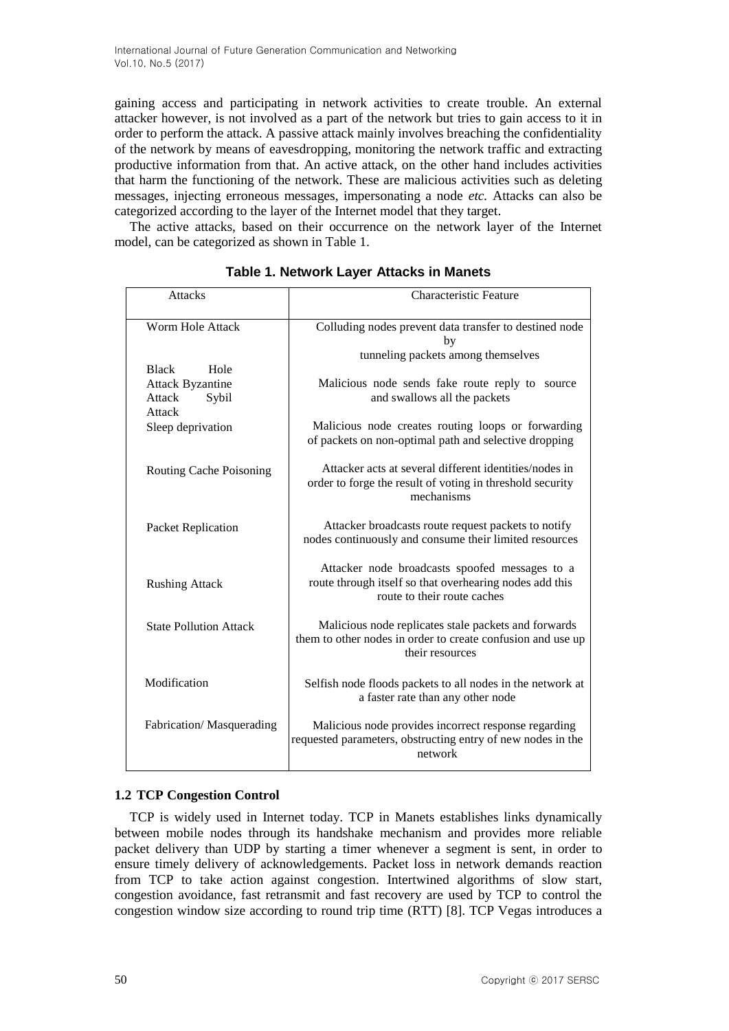gaining access and participating in network activities to create trouble. An external attacker however, is not involved as a part of the network but tries to gain access to it in order to perform the attack. A passive attack mainly involves breaching the confidentiality of the network by means of eavesdropping, monitoring the network traffic and extracting productive information from that. An active attack, on the other hand includes activities that harm the functioning of the network. These are malicious activities such as deleting messages, injecting erroneous messages, impersonating a node *etc.* Attacks can also be categorized according to the layer of the Internet model that they target.

The active attacks, based on their occurrence on the network layer of the Internet model, can be categorized as shown in Table 1.

**Table 1. Network Layer Attacks in Manets**

| Attacks | Characteristic Feature |
|---|---|
| Worm Hole Attack | Colluding nodes prevent data transfer to destined node by tunneling packets among themselves |
| Black Hole Attack Byzantine Attack Sybil Attack | Malicious node sends fake route reply to source and swallows all the packets |
| Sleep deprivation | Malicious node creates routing loops or forwarding of packets on non-optimal path and selective dropping |
| Routing Cache Poisoning | Attacker acts at several different identities/nodes in order to forge the result of voting in threshold security mechanisms |
| Packet Replication | Attacker broadcasts route request packets to notify nodes continuously and consume their limited resources |
| Rushing Attack | Attacker node broadcasts spoofed messages to a route through itself so that overhearing nodes add this route to their route caches |
| State Pollution Attack | Malicious node replicates stale packets and forwards them to other nodes in order to create confusion and use up their resources |
| Modification | Selfish node floods packets to all nodes in the network at a faster rate than any other node |
| Fabrication/ Masquerading | Malicious node provides incorrect response regarding requested parameters, obstructing entry of new nodes in the network |

### 1.2 TCP Congestion Control

TCP is widely used in Internet today. TCP in Manets establishes links dynamically between mobile nodes through its handshake mechanism and provides more reliable packet delivery than UDP by starting a timer whenever a segment is sent, in order to ensure timely delivery of acknowledgements. Packet loss in network demands reaction from TCP to take action against congestion. Intertwined algorithms of slow start, congestion avoidance, fast retransmit and fast recovery are used by TCP to control the congestion window size according to round trip time (RTT) [8]. TCP Vegas introduces a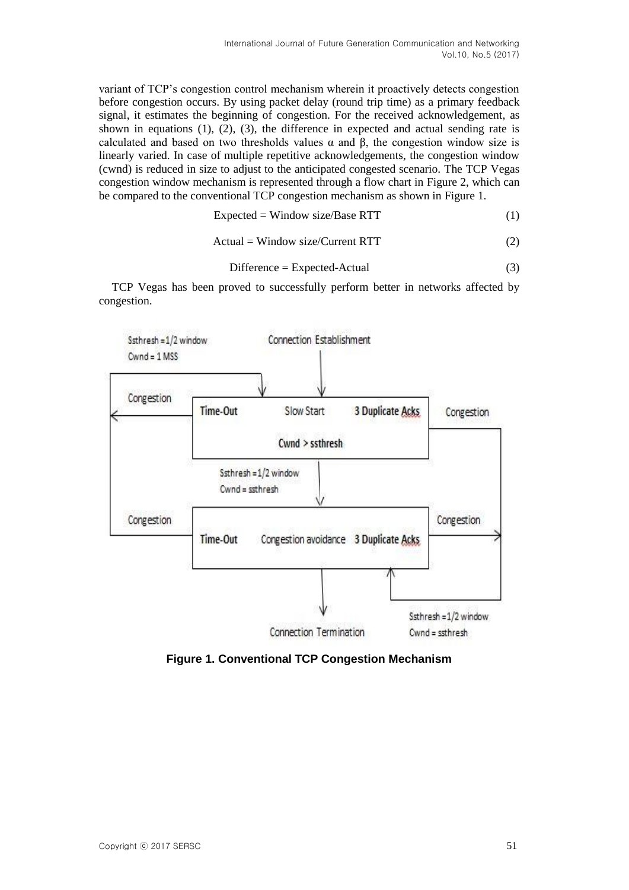variant of TCP's congestion control mechanism wherein it proactively detects congestion before congestion occurs. By using packet delay (round trip time) as a primary feedback signal, it estimates the beginning of congestion. For the received acknowledgement, as shown in equations (1), (2), (3), the difference in expected and actual sending rate is calculated and based on two thresholds values $\alpha$ and $\beta$, the congestion window size is linearly varied. In case of multiple repetitive acknowledgements, the congestion window (cwnd) is reduced in size to adjust to the anticipated congested scenario. The TCP Vegas congestion window mechanism is represented through a flow chart in Figure 2, which can be compared to the conventional TCP congestion mechanism as shown in Figure 1.

$$\text{Expected} = \text{Window size/Base RTT} \tag{1}$$

$$\text{Actual} = \text{Window size/Current RTT} \tag{2}$$

$$\text{Difference} = \text{Expected-Actual} \tag{3}$$

TCP Vegas has been proved to successfully perform better in networks affected by congestion.

**Figure 1. Conventional TCP Congestion Mechanism**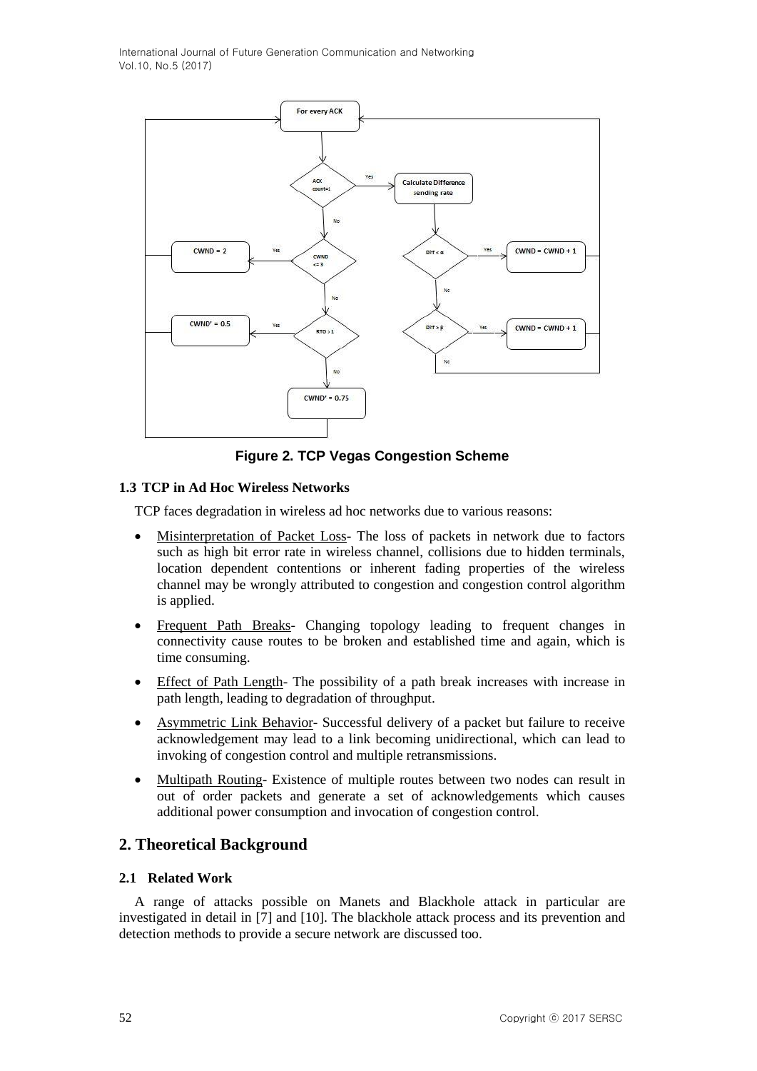**Figure 2. TCP Vegas Congestion Scheme**

### 1.3 TCP in Ad Hoc Wireless Networks

TCP faces degradation in wireless ad hoc networks due to various reasons:

- Misinterpretation of Packet Loss- The loss of packets in network due to factors such as high bit error rate in wireless channel, collisions due to hidden terminals, location dependent contentions or inherent fading properties of the wireless channel may be wrongly attributed to congestion and congestion control algorithm is applied.
- Frequent Path Breaks- Changing topology leading to frequent changes in connectivity cause routes to be broken and established time and again, which is time consuming.
- Effect of Path Length- The possibility of a path break increases with increase in path length, leading to degradation of throughput.
- Asymmetric Link Behavior- Successful delivery of a packet but failure to receive acknowledgement may lead to a link becoming unidirectional, which can lead to invoking of congestion control and multiple retransmissions.
- Multipath Routing- Existence of multiple routes between two nodes can result in out of order packets and generate a set of acknowledgements which causes additional power consumption and invocation of congestion control.

## 2. Theoretical Background

### 2.1 Related Work

A range of attacks possible on Manets and Blackhole attack in particular are investigated in detail in [7] and [10]. The blackhole attack process and its prevention and detection methods to provide a secure network are discussed too.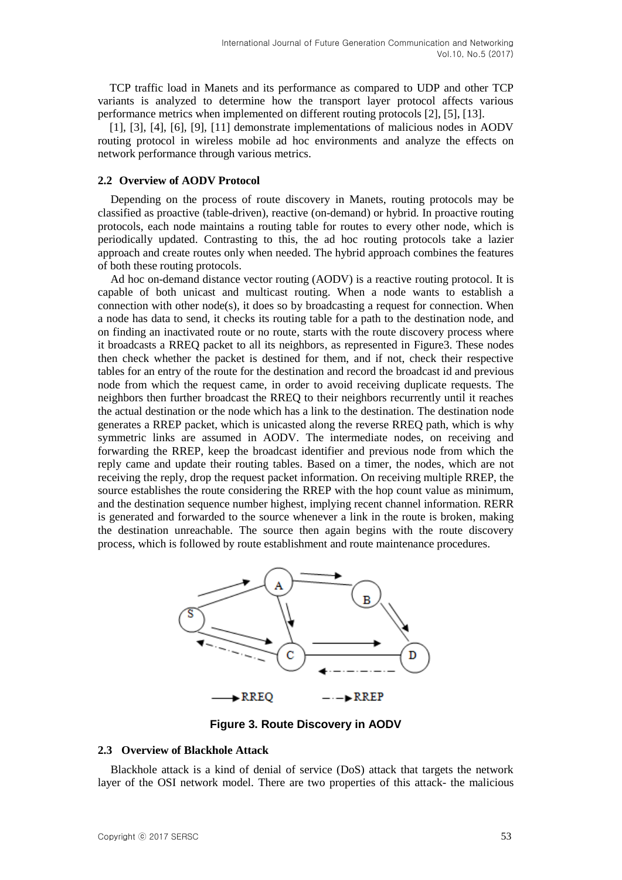TCP traffic load in Manets and its performance as compared to UDP and other TCP variants is analyzed to determine how the transport layer protocol affects various performance metrics when implemented on different routing protocols [2], [5], [13].

[1], [3], [4], [6], [9], [11] demonstrate implementations of malicious nodes in AODV routing protocol in wireless mobile ad hoc environments and analyze the effects on network performance through various metrics.

### 2.2 Overview of AODV Protocol

Depending on the process of route discovery in Manets, routing protocols may be classified as proactive (table-driven), reactive (on-demand) or hybrid. In proactive routing protocols, each node maintains a routing table for routes to every other node, which is periodically updated. Contrasting to this, the ad hoc routing protocols take a lazier approach and create routes only when needed. The hybrid approach combines the features of both these routing protocols.

Ad hoc on-demand distance vector routing (AODV) is a reactive routing protocol. It is capable of both unicast and multicast routing. When a node wants to establish a connection with other node(s), it does so by broadcasting a request for connection. When a node has data to send, it checks its routing table for a path to the destination node, and on finding an inactivated route or no route, starts with the route discovery process where it broadcasts a RREQ packet to all its neighbors, as represented in Figure3. These nodes then check whether the packet is destined for them, and if not, check their respective tables for an entry of the route for the destination and record the broadcast id and previous node from which the request came, in order to avoid receiving duplicate requests. The neighbors then further broadcast the RREQ to their neighbors recurrently until it reaches the actual destination or the node which has a link to the destination. The destination node generates a RREP packet, which is unicasted along the reverse RREQ path, which is why symmetric links are assumed in AODV. The intermediate nodes, on receiving and forwarding the RREP, keep the broadcast identifier and previous node from which the reply came and update their routing tables. Based on a timer, the nodes, which are not receiving the reply, drop the request packet information. On receiving multiple RREP, the source establishes the route considering the RREP with the hop count value as minimum, and the destination sequence number highest, implying recent channel information. RERR is generated and forwarded to the source whenever a link in the route is broken, making the destination unreachable. The source then again begins with the route discovery process, which is followed by route establishment and route maintenance procedures.

**Figure 3. Route Discovery in AODV**

### 2.3 Overview of Blackhole Attack

Blackhole attack is a kind of denial of service (DoS) attack that targets the network layer of the OSI network model. There are two properties of this attack- the malicious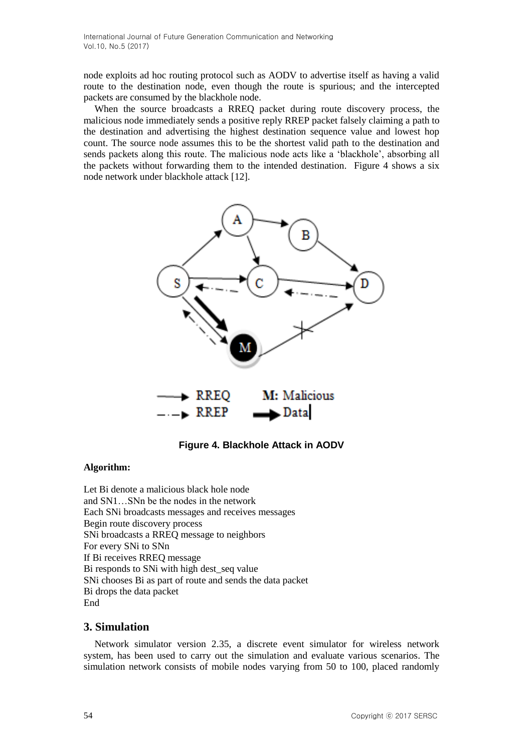node exploits ad hoc routing protocol such as AODV to advertise itself as having a valid route to the destination node, even though the route is spurious; and the intercepted packets are consumed by the blackhole node.

When the source broadcasts a RREQ packet during route discovery process, the malicious node immediately sends a positive reply RREP packet falsely claiming a path to the destination and advertising the highest destination sequence value and lowest hop count. The source node assumes this to be the shortest valid path to the destination and sends packets along this route. The malicious node acts like a 'blackhole', absorbing all the packets without forwarding them to the intended destination. Figure 4 shows a six node network under blackhole attack [12].

**Figure 4. Blackhole Attack in AODV**

**Algorithm:**

Let Bi denote a malicious black hole node
and SN1…SNn be the nodes in the network
Each SNi broadcasts messages and receives messages
Begin route discovery process
SNi broadcasts a RREQ message to neighbors
For every SNi to SNn
If Bi receives RREQ message
Bi responds to SNi with high dest_seq value
SNi chooses Bi as part of route and sends the data packet
Bi drops the data packet
End

## 3. Simulation

Network simulator version 2.35, a discrete event simulator for wireless network system, has been used to carry out the simulation and evaluate various scenarios. The simulation network consists of mobile nodes varying from 50 to 100, placed randomly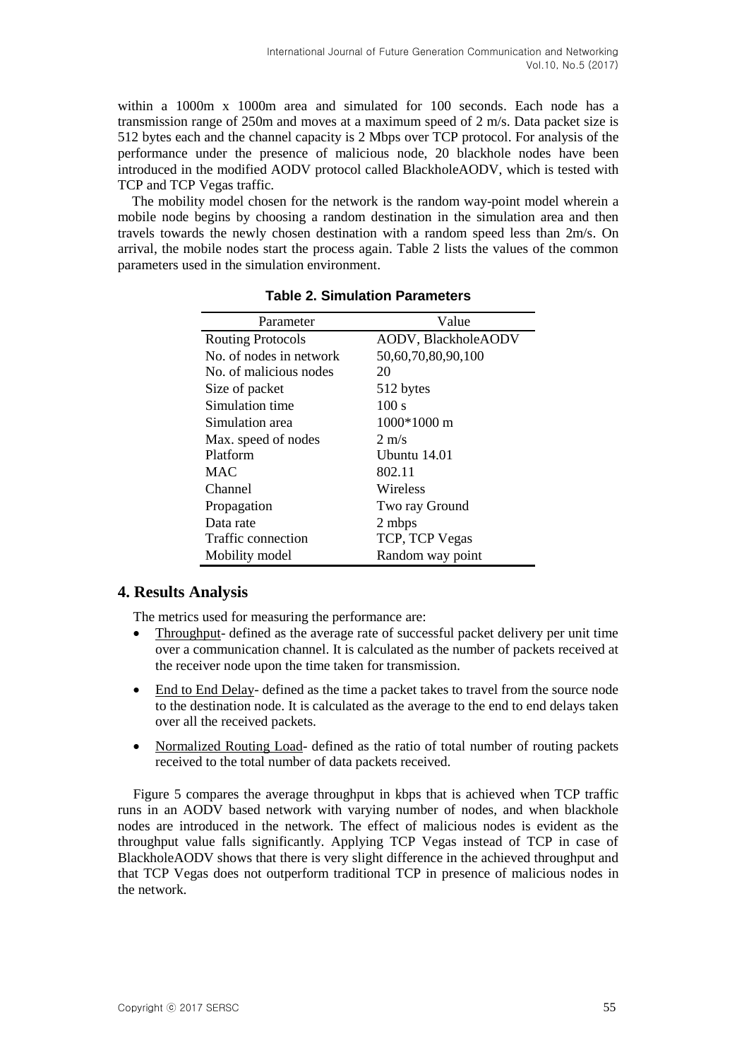within a 1000m x 1000m area and simulated for 100 seconds. Each node has a transmission range of 250m and moves at a maximum speed of 2 m/s. Data packet size is 512 bytes each and the channel capacity is 2 Mbps over TCP protocol. For analysis of the performance under the presence of malicious node, 20 blackhole nodes have been introduced in the modified AODV protocol called BlackholeAODV, which is tested with TCP and TCP Vegas traffic.

The mobility model chosen for the network is the random way-point model wherein a mobile node begins by choosing a random destination in the simulation area and then travels towards the newly chosen destination with a random speed less than 2m/s. On arrival, the mobile nodes start the process again. Table 2 lists the values of the common parameters used in the simulation environment.

**Table 2. Simulation Parameters**

| Parameter | Value |
|---|---|
| Routing Protocols | AODV, BlackholeAODV |
| No. of nodes in network | 50,60,70,80,90,100 |
| No. of malicious nodes | 20 |
| Size of packet | 512 bytes |
| Simulation time | 100 s |
| Simulation area | 1000*1000 m |
| Max. speed of nodes | 2 m/s |
| Platform | Ubuntu 14.01 |
| MAC | 802.11 |
| Channel | Wireless |
| Propagation | Two ray Ground |
| Data rate | 2 mbps |
| Traffic connection | TCP, TCP Vegas |
| Mobility model | Random way point |

## 4. Results Analysis

The metrics used for measuring the performance are:

- Throughput- defined as the average rate of successful packet delivery per unit time over a communication channel. It is calculated as the number of packets received at the receiver node upon the time taken for transmission.
- End to End Delay- defined as the time a packet takes to travel from the source node to the destination node. It is calculated as the average to the end to end delays taken over all the received packets.
- Normalized Routing Load- defined as the ratio of total number of routing packets received to the total number of data packets received.

Figure 5 compares the average throughput in kbps that is achieved when TCP traffic runs in an AODV based network with varying number of nodes, and when blackhole nodes are introduced in the network. The effect of malicious nodes is evident as the throughput value falls significantly. Applying TCP Vegas instead of TCP in case of BlackholeAODV shows that there is very slight difference in the achieved throughput and that TCP Vegas does not outperform traditional TCP in presence of malicious nodes in the network.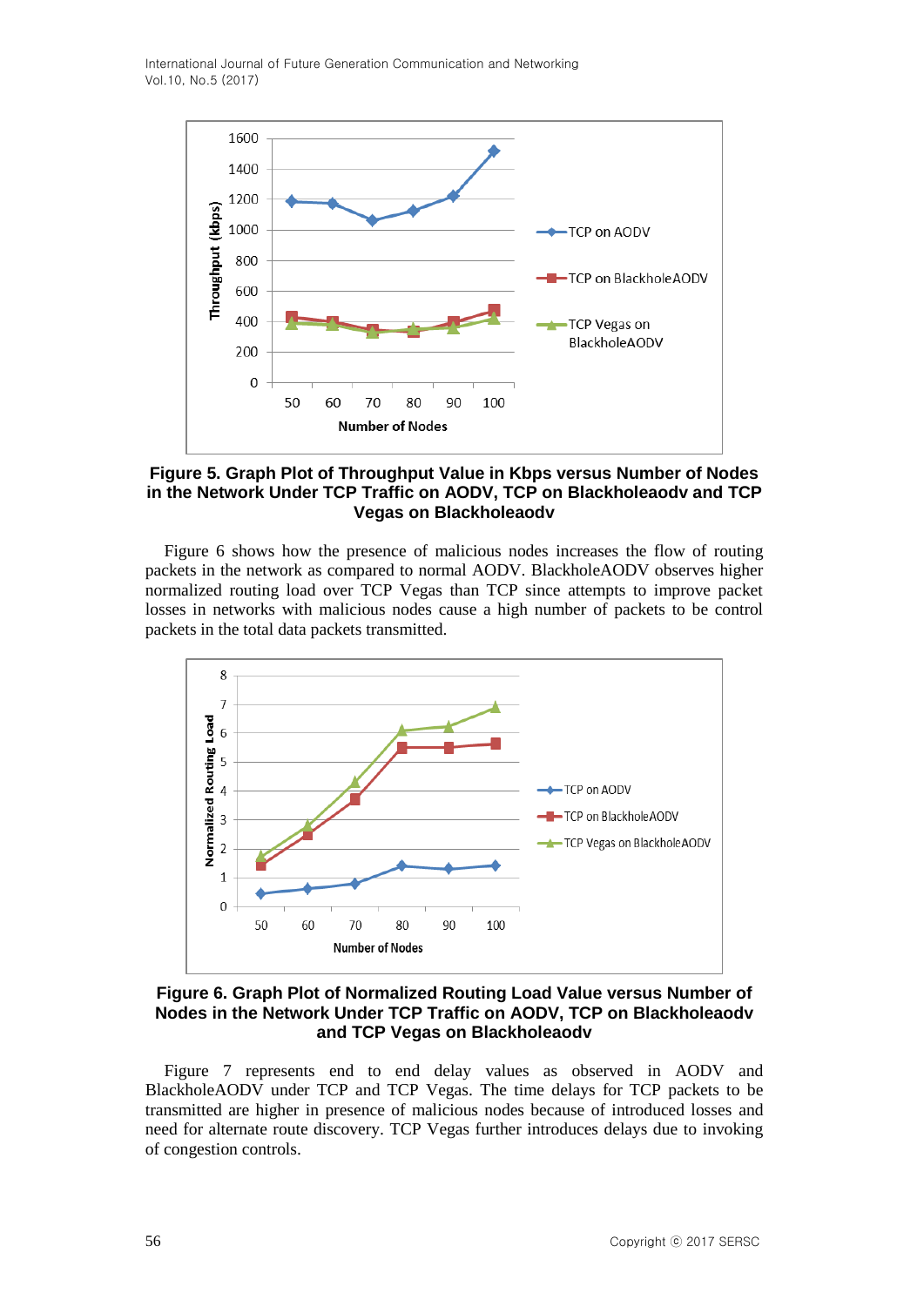**Figure 5. Graph Plot of Throughput Value in Kbps versus Number of Nodes in the Network Under TCP Traffic on AODV, TCP on Blackholeaodv and TCP Vegas on Blackholeaodv**

Figure 6 shows how the presence of malicious nodes increases the flow of routing packets in the network as compared to normal AODV. BlackholeAODV observes higher normalized routing load over TCP Vegas than TCP since attempts to improve packet losses in networks with malicious nodes cause a high number of packets to be control packets in the total data packets transmitted.

**Figure 6. Graph Plot of Normalized Routing Load Value versus Number of Nodes in the Network Under TCP Traffic on AODV, TCP on Blackholeaodv and TCP Vegas on Blackholeaodv**

Figure 7 represents end to end delay values as observed in AODV and BlackholeAODV under TCP and TCP Vegas. The time delays for TCP packets to be transmitted are higher in presence of malicious nodes because of introduced losses and need for alternate route discovery. TCP Vegas further introduces delays due to invoking of congestion controls.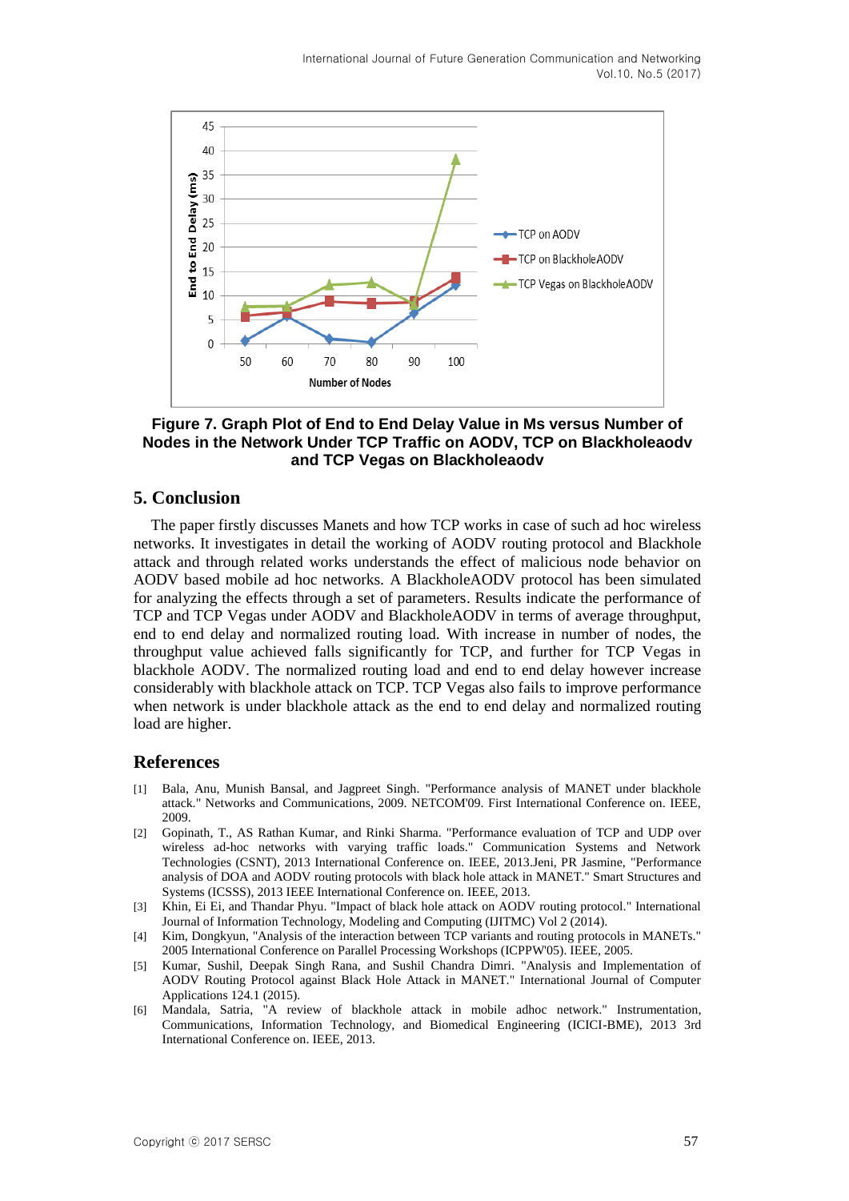Figure 7. Graph Plot of End to End Delay Value in Ms versus Number of Nodes in the Network Under TCP Traffic on AODV, TCP on Blackholeaodv and TCP Vegas on Blackholeaodv

## 5. Conclusion

The paper firstly discusses Manets and how TCP works in case of such ad hoc wireless networks. It investigates in detail the working of AODV routing protocol and Blackhole attack and through related works understands the effect of malicious node behavior on AODV based mobile ad hoc networks. A BlackholeAODV protocol has been simulated for analyzing the effects through a set of parameters. Results indicate the performance of TCP and TCP Vegas under AODV and BlackholeAODV in terms of average throughput, end to end delay and normalized routing load. With increase in number of nodes, the throughput value achieved falls significantly for TCP, and further for TCP Vegas in blackhole AODV. The normalized routing load and end to end delay however increase considerably with blackhole attack on TCP. TCP Vegas also fails to improve performance when network is under blackhole attack as the end to end delay and normalized routing load are higher.

## References

[1] Bala, Anu, Munish Bansal, and Jagpreet Singh. "Performance analysis of MANET under blackhole attack." Networks and Communications, 2009. NETCOM'09. First International Conference on. IEEE, 2009.

[2] Gopinath, T., AS Rathan Kumar, and Rinki Sharma. "Performance evaluation of TCP and UDP over wireless ad-hoc networks with varying traffic loads." Communication Systems and Network Technologies (CSNT), 2013 International Conference on. IEEE, 2013.Jeni, PR Jasmine, "Performance analysis of DOA and AODV routing protocols with black hole attack in MANET." Smart Structures and Systems (ICSSS), 2013 IEEE International Conference on. IEEE, 2013.

[3] Khin, Ei Ei, and Thandar Phyu. "Impact of black hole attack on AODV routing protocol." International Journal of Information Technology, Modeling and Computing (IJITMC) Vol 2 (2014).

[4] Kim, Dongkyun, "Analysis of the interaction between TCP variants and routing protocols in MANETs." 2005 International Conference on Parallel Processing Workshops (ICPPW'05). IEEE, 2005.

[5] Kumar, Sushil, Deepak Singh Rana, and Sushil Chandra Dimri. "Analysis and Implementation of AODV Routing Protocol against Black Hole Attack in MANET." International Journal of Computer Applications 124.1 (2015).

[6] Mandala, Satria, "A review of blackhole attack in mobile adhoc network." Instrumentation, Communications, Information Technology, and Biomedical Engineering (ICICI-BME), 2013 3rd International Conference on. IEEE, 2013.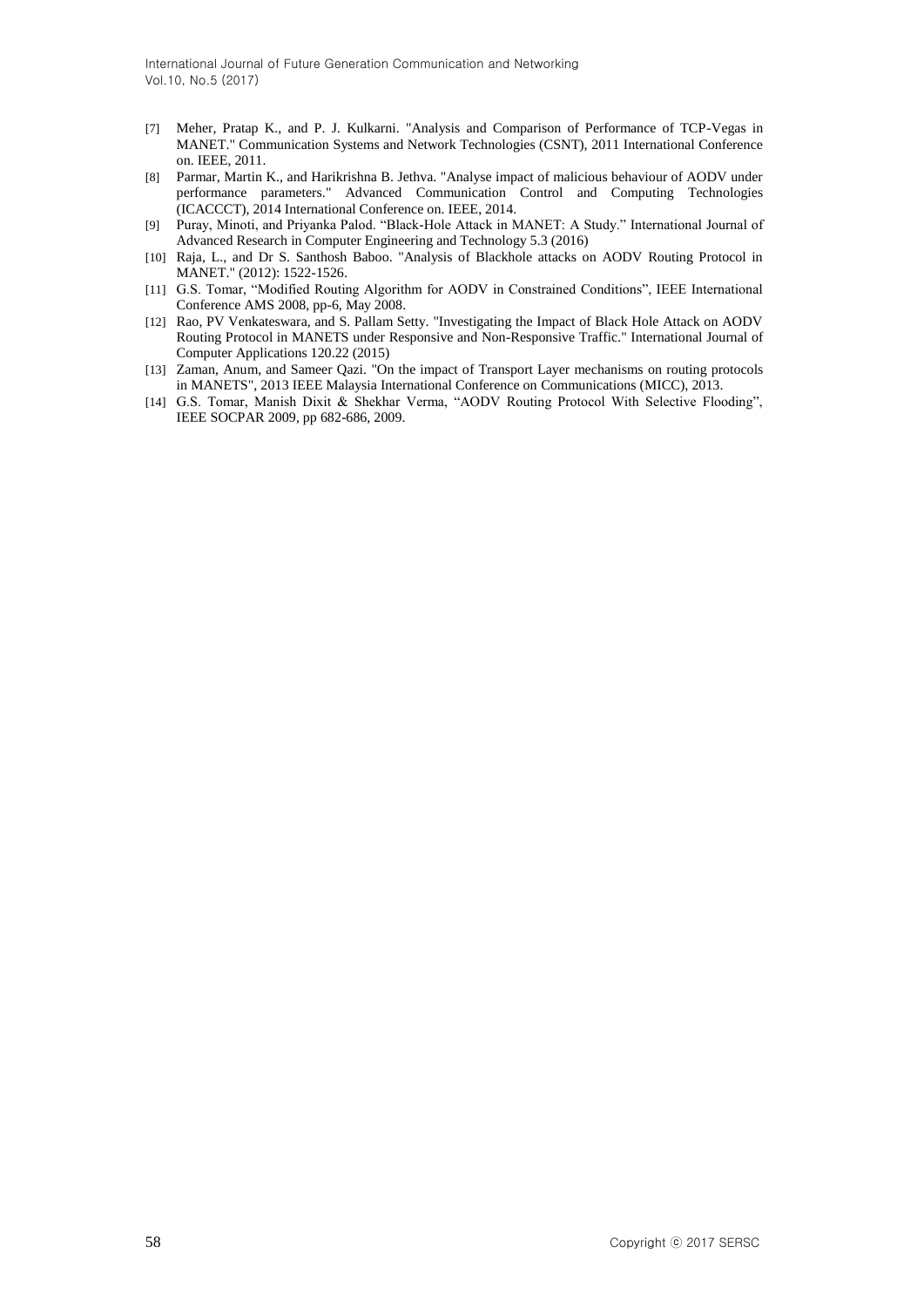[7] Meher, Pratap K., and P. J. Kulkarni. "Analysis and Comparison of Performance of TCP-Vegas in MANET." Communication Systems and Network Technologies (CSNT), 2011 International Conference on. IEEE, 2011.

[8] Parmar, Martin K., and Harikrishna B. Jethva. "Analyse impact of malicious behaviour of AODV under performance parameters." Advanced Communication Control and Computing Technologies (ICACCCT), 2014 International Conference on. IEEE, 2014.

[9] Puray, Minoti, and Priyanka Palod. "Black-Hole Attack in MANET: A Study." International Journal of Advanced Research in Computer Engineering and Technology 5.3 (2016)

[10] Raja, L., and Dr S. Santhosh Baboo. "Analysis of Blackhole attacks on AODV Routing Protocol in MANET." (2012): 1522-1526.

[11] G.S. Tomar, "Modified Routing Algorithm for AODV in Constrained Conditions", IEEE International Conference AMS 2008, pp-6, May 2008.

[12] Rao, PV Venkateswara, and S. Pallam Setty. "Investigating the Impact of Black Hole Attack on AODV Routing Protocol in MANETS under Responsive and Non-Responsive Traffic." International Journal of Computer Applications 120.22 (2015)

[13] Zaman, Anum, and Sameer Qazi. "On the impact of Transport Layer mechanisms on routing protocols in MANETS", 2013 IEEE Malaysia International Conference on Communications (MICC), 2013.

[14] G.S. Tomar, Manish Dixit & Shekhar Verma, "AODV Routing Protocol With Selective Flooding", IEEE SOCPAR 2009, pp 682-686, 2009.